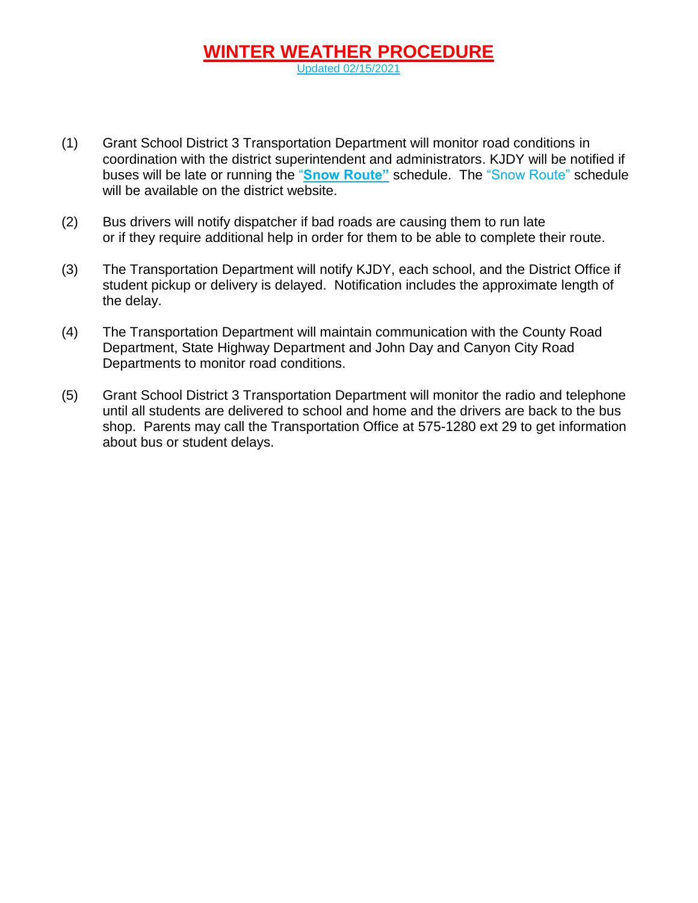# WINTER WEATHER PROCEDURE

Updated 02/15/2021

(1) Grant School District 3 Transportation Department will monitor road conditions in coordination with the district superintendent and administrators. KJDY will be notified if buses will be late or running the "**Snow Route"** schedule. The "Snow Route" schedule will be available on the district website.

(2) Bus drivers will notify dispatcher if bad roads are causing them to run late or if they require additional help in order for them to be able to complete their route.

(3) The Transportation Department will notify KJDY, each school, and the District Office if student pickup or delivery is delayed. Notification includes the approximate length of the delay.

(4) The Transportation Department will maintain communication with the County Road Department, State Highway Department and John Day and Canyon City Road Departments to monitor road conditions.

(5) Grant School District 3 Transportation Department will monitor the radio and telephone until all students are delivered to school and home and the drivers are back to the bus shop. Parents may call the Transportation Office at 575-1280 ext 29 to get information about bus or student delays.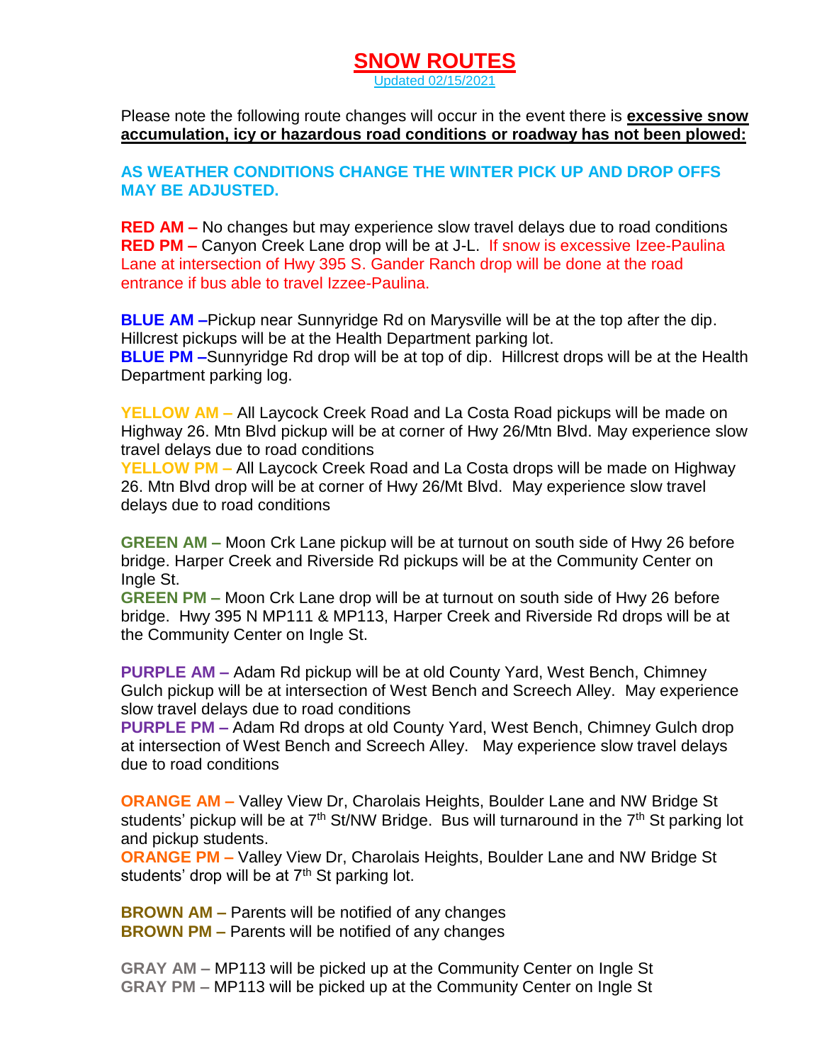# SNOW ROUTES

Updated 02/15/2021

Please note the following route changes will occur in the event there is **excessive snow accumulation, icy or hazardous road conditions or roadway has not been plowed:**

**AS WEATHER CONDITIONS CHANGE THE WINTER PICK UP AND DROP OFFS MAY BE ADJUSTED.**

**RED AM –** No changes but may experience slow travel delays due to road conditions
**RED PM –** Canyon Creek Lane drop will be at J-L. If snow is excessive Izee-Paulina Lane at intersection of Hwy 395 S. Gander Ranch drop will be done at the road entrance if bus able to travel Izzee-Paulina.

**BLUE AM –**Pickup near Sunnyridge Rd on Marysville will be at the top after the dip. Hillcrest pickups will be at the Health Department parking lot.
**BLUE PM –**Sunnyridge Rd drop will be at top of dip. Hillcrest drops will be at the Health Department parking log.

**YELLOW AM –** All Laycock Creek Road and La Costa Road pickups will be made on Highway 26. Mtn Blvd pickup will be at corner of Hwy 26/Mtn Blvd. May experience slow travel delays due to road conditions
**YELLOW PM –** All Laycock Creek Road and La Costa drops will be made on Highway 26. Mtn Blvd drop will be at corner of Hwy 26/Mt Blvd. May experience slow travel delays due to road conditions

**GREEN AM –** Moon Crk Lane pickup will be at turnout on south side of Hwy 26 before bridge. Harper Creek and Riverside Rd pickups will be at the Community Center on Ingle St.
**GREEN PM –** Moon Crk Lane drop will be at turnout on south side of Hwy 26 before bridge. Hwy 395 N MP111 & MP113, Harper Creek and Riverside Rd drops will be at the Community Center on Ingle St.

**PURPLE AM –** Adam Rd pickup will be at old County Yard, West Bench, Chimney Gulch pickup will be at intersection of West Bench and Screech Alley. May experience slow travel delays due to road conditions
**PURPLE PM –** Adam Rd drops at old County Yard, West Bench, Chimney Gulch drop at intersection of West Bench and Screech Alley. May experience slow travel delays due to road conditions

**ORANGE AM –** Valley View Dr, Charolais Heights, Boulder Lane and NW Bridge St students' pickup will be at 7th St/NW Bridge. Bus will turnaround in the 7th St parking lot and pickup students.
**ORANGE PM –** Valley View Dr, Charolais Heights, Boulder Lane and NW Bridge St students' drop will be at 7th St parking lot.

**BROWN AM –** Parents will be notified of any changes
**BROWN PM –** Parents will be notified of any changes

**GRAY AM –** MP113 will be picked up at the Community Center on Ingle St
**GRAY PM –** MP113 will be picked up at the Community Center on Ingle St